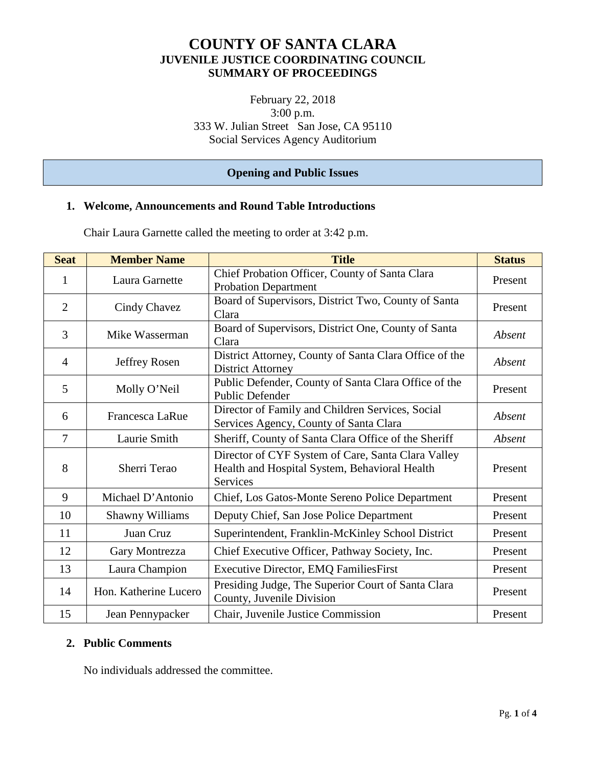# COUNTY OF SANTA CLARA
## JUVENILE JUSTICE COORDINATING COUNCIL
## SUMMARY OF PROCEEDINGS

February 22, 2018
3:00 p.m.
333 W. Julian Street San Jose, CA 95110
Social Services Agency Auditorium

## Opening and Public Issues

### 1. Welcome, Announcements and Round Table Introductions

Chair Laura Garnette called the meeting to order at 3:42 p.m.

| Seat | Member Name | Title | Status |
|---|---|---|---|
| 1 | Laura Garnette | Chief Probation Officer, County of Santa Clara Probation Department | Present |
| 2 | Cindy Chavez | Board of Supervisors, District Two, County of Santa Clara | Present |
| 3 | Mike Wasserman | Board of Supervisors, District One, County of Santa Clara | *Absent* |
| 4 | Jeffrey Rosen | District Attorney, County of Santa Clara Office of the District Attorney | *Absent* |
| 5 | Molly O'Neil | Public Defender, County of Santa Clara Office of the Public Defender | Present |
| 6 | Francesca LaRue | Director of Family and Children Services, Social Services Agency, County of Santa Clara | *Absent* |
| 7 | Laurie Smith | Sheriff, County of Santa Clara Office of the Sheriff | *Absent* |
| 8 | Sherri Terao | Director of CYF System of Care, Santa Clara Valley Health and Hospital System, Behavioral Health Services | Present |
| 9 | Michael D'Antonio | Chief, Los Gatos-Monte Sereno Police Department | Present |
| 10 | Shawny Williams | Deputy Chief, San Jose Police Department | Present |
| 11 | Juan Cruz | Superintendent, Franklin-McKinley School District | Present |
| 12 | Gary Montrezza | Chief Executive Officer, Pathway Society, Inc. | Present |
| 13 | Laura Champion | Executive Director, EMQ FamiliesFirst | Present |
| 14 | Hon. Katherine Lucero | Presiding Judge, The Superior Court of Santa Clara County, Juvenile Division | Present |
| 15 | Jean Pennypacker | Chair, Juvenile Justice Commission | Present |

### 2. Public Comments

No individuals addressed the committee.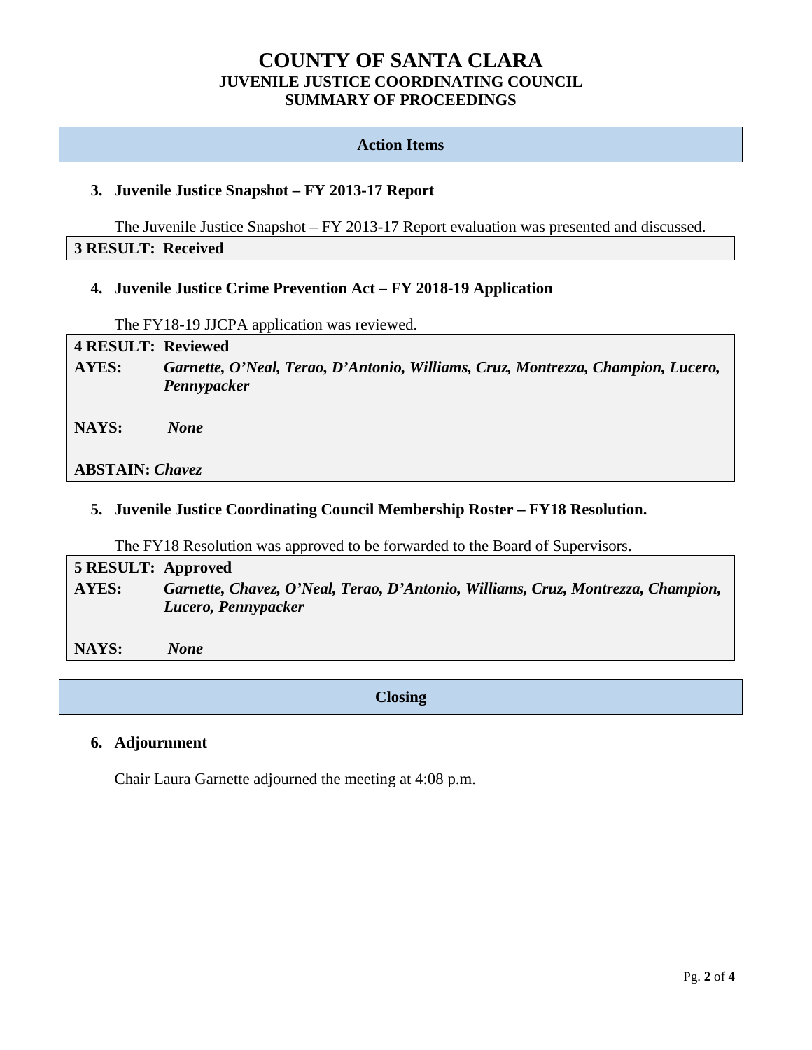# COUNTY OF SANTA CLARA
## JUVENILE JUSTICE COORDINATING COUNCIL
## SUMMARY OF PROCEEDINGS

### Action Items

**3. Juvenile Justice Snapshot – FY 2013-17 Report**

The Juvenile Justice Snapshot – FY 2013-17 Report evaluation was presented and discussed.

**3 RESULT: Received**

**4. Juvenile Justice Crime Prevention Act – FY 2018-19 Application**

The FY18-19 JJCPA application was reviewed.

**4 RESULT: Reviewed**

**AYES:** ***Garnette, O'Neal, Terao, D'Antonio, Williams, Cruz, Montrezza, Champion, Lucero, Pennypacker***

**NAYS:** ***None***

**ABSTAIN:** ***Chavez***

**5. Juvenile Justice Coordinating Council Membership Roster – FY18 Resolution.**

The FY18 Resolution was approved to be forwarded to the Board of Supervisors.

**5 RESULT: Approved**

**AYES:** ***Garnette, Chavez, O'Neal, Terao, D'Antonio, Williams, Cruz, Montrezza, Champion, Lucero, Pennypacker***

**NAYS:** ***None***

### Closing

**6. Adjournment**

Chair Laura Garnette adjourned the meeting at 4:08 p.m.